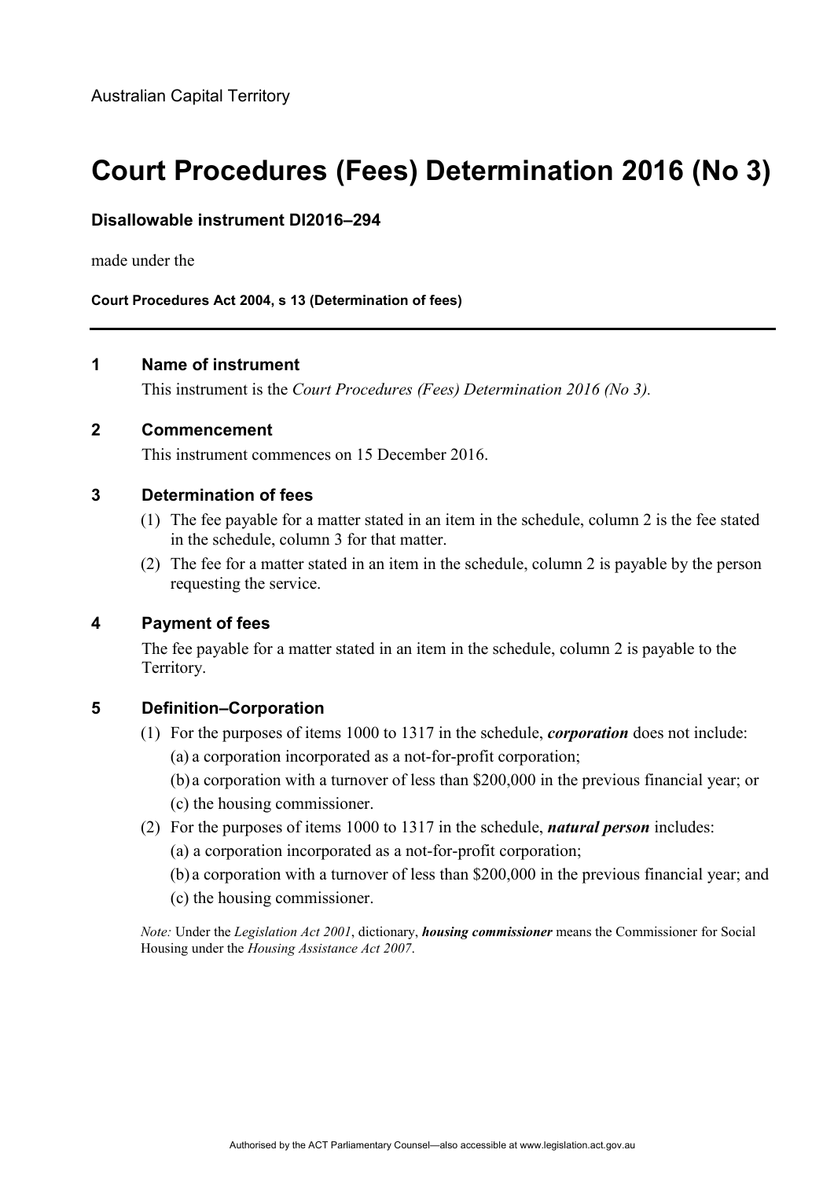Australian Capital Territory

# Court Procedures (Fees) Determination 2016 (No 3)

**Disallowable instrument DI2016–294**

made under the

**Court Procedures Act 2004, s 13 (Determination of fees)**

---

## 1 Name of instrument

This instrument is the *Court Procedures (Fees) Determination 2016 (No 3).*

## 2 Commencement

This instrument commences on 15 December 2016.

## 3 Determination of fees

(1) The fee payable for a matter stated in an item in the schedule, column 2 is the fee stated in the schedule, column 3 for that matter.

(2) The fee for a matter stated in an item in the schedule, column 2 is payable by the person requesting the service.

## 4 Payment of fees

The fee payable for a matter stated in an item in the schedule, column 2 is payable to the Territory.

## 5 Definition–Corporation

(1) For the purposes of items 1000 to 1317 in the schedule, ***corporation*** does not include:

(a) a corporation incorporated as a not-for-profit corporation;

(b) a corporation with a turnover of less than $200,000 in the previous financial year; or

(c) the housing commissioner.

(2) For the purposes of items 1000 to 1317 in the schedule, ***natural person*** includes:

(a) a corporation incorporated as a not-for-profit corporation;

(b) a corporation with a turnover of less than $200,000 in the previous financial year; and

(c) the housing commissioner.

*Note:* Under the *Legislation Act 2001*, dictionary, ***housing commissioner*** means the Commissioner for Social Housing under the *Housing Assistance Act 2007*.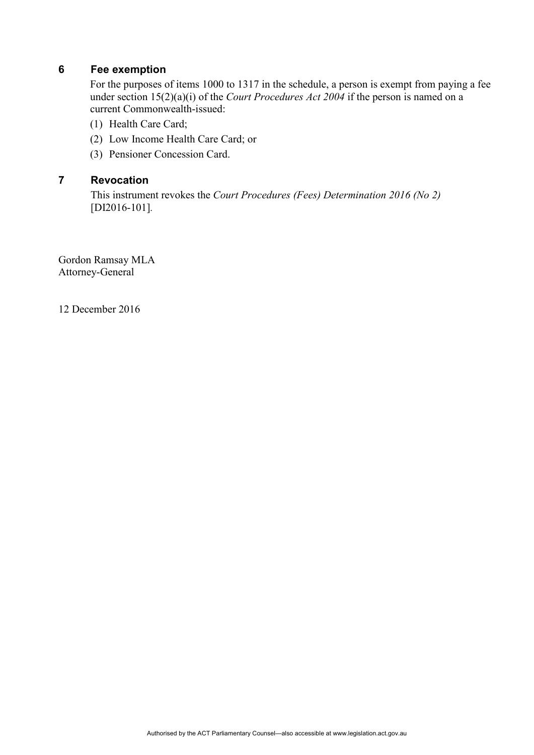## 6 Fee exemption

For the purposes of items 1000 to 1317 in the schedule, a person is exempt from paying a fee under section 15(2)(a)(i) of the *Court Procedures Act 2004* if the person is named on a current Commonwealth-issued:

(1) Health Care Card;

(2) Low Income Health Care Card; or

(3) Pensioner Concession Card.

## 7 Revocation

This instrument revokes the *Court Procedures (Fees) Determination 2016 (No 2)* [DI2016-101].

Gordon Ramsay MLA
Attorney-General

12 December 2016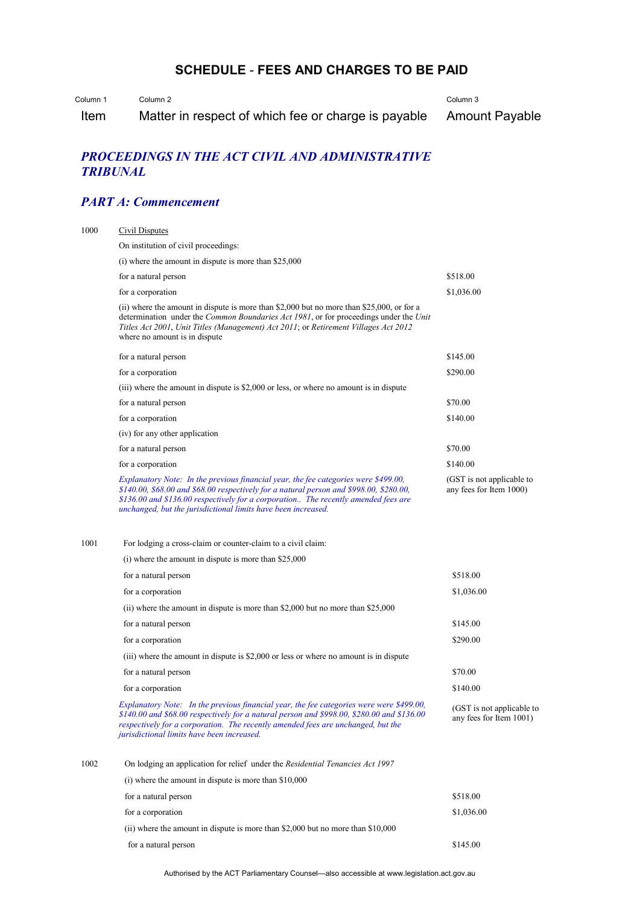# SCHEDULE - FEES AND CHARGES TO BE PAID

| Column 1<br>Item | Column 2<br>Matter in respect of which fee or charge is payable | Column 3<br>Amount Payable |
|---|---|---|

## *PROCEEDINGS IN THE ACT CIVIL AND ADMINISTRATIVE TRIBUNAL*

## *PART A: Commencement*

| Item | Matter in respect of which fee or charge is payable | Amount Payable |
|---|---|---|
| 1000 | Civil Disputes | |
| | On institution of civil proceedings: | |
| | (i) where the amount in dispute is more than $25,000 | |
| | for a natural person | $518.00 |
| | for a corporation | $1,036.00 |
| | (ii) where the amount in dispute is more than $2,000 but no more than $25,000, or for a determination under the *Common Boundaries Act 1981*, or for proceedings under the *Unit Titles Act 2001*, *Unit Titles (Management) Act 2011*; or *Retirement Villages Act 2012* where no amount is in dispute | |
| | for a natural person | $145.00 |
| | for a corporation | $290.00 |
| | (iii) where the amount in dispute is $2,000 or less, or where no amount is in dispute | |
| | for a natural person | $70.00 |
| | for a corporation | $140.00 |
| | (iv) for any other application | |
| | for a natural person | $70.00 |
| | for a corporation | $140.00 |
| | *Explanatory Note: In the previous financial year, the fee categories were $499.00, $140.00, $68.00 and $68.00 respectively for a natural person and $998.00, $280.00, $136.00 and $136.00 respectively for a corporation.. The recently amended fees are unchanged, but the jurisdictional limits have been increased.* | (GST is not applicable to any fees for Item 1000) |
| 1001 | For lodging a cross-claim or counter-claim to a civil claim: | |
| | (i) where the amount in dispute is more than $25,000 | |
| | for a natural person | $518.00 |
| | for a corporation | $1,036.00 |
| | (ii) where the amount in dispute is more than $2,000 but no more than $25,000 | |
| | for a natural person | $145.00 |
| | for a corporation | $290.00 |
| | (iii) where the amount in dispute is $2,000 or less or where no amount is in dispute | |
| | for a natural person | $70.00 |
| | for a corporation | $140.00 |
| | *Explanatory Note: In the previous financial year, the fee categories were were $499.00, $140.00 and $68.00 respectively for a natural person and $998.00, $280.00 and $136.00 respectively for a corporation. The recently amended fees are unchanged, but the jurisdictional limits have been increased.* | (GST is not applicable to any fees for Item 1001) |
| 1002 | On lodging an application for relief under the *Residential Tenancies Act 1997* | |
| | (i) where the amount in dispute is more than $10,000 | |
| | for a natural person | $518.00 |
| | for a corporation | $1,036.00 |
| | (ii) where the amount in dispute is more than $2,000 but no more than $10,000 | |
| | for a natural person | $145.00 |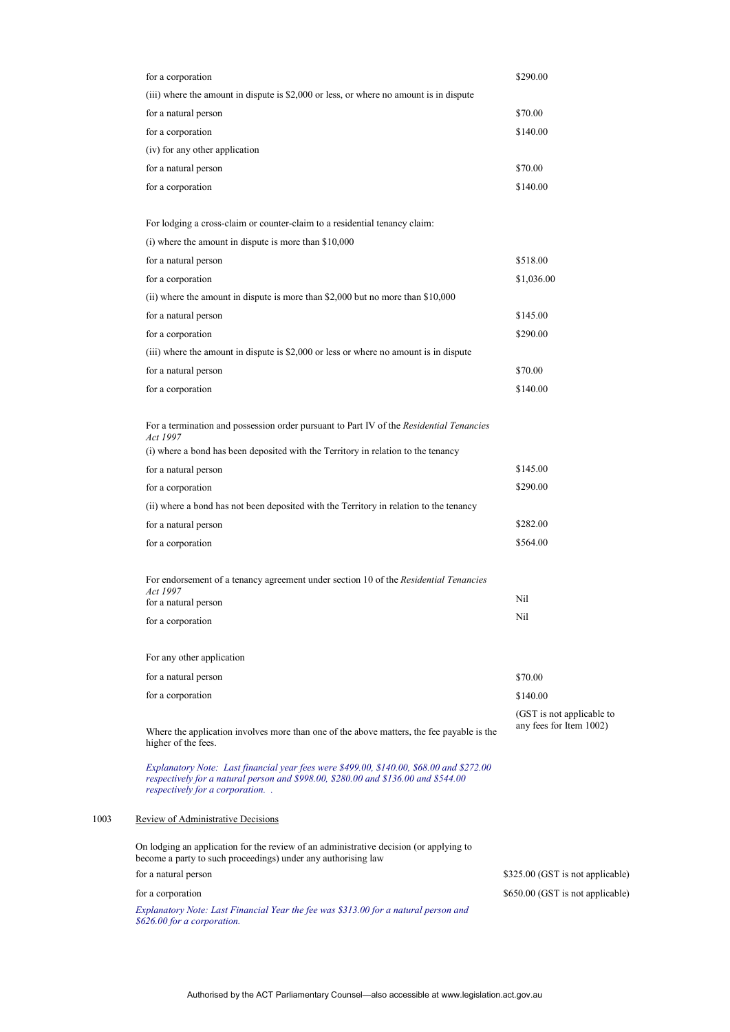| | |
|---|---|
| for a corporation | $290.00 |
| (iii) where the amount in dispute is $2,000 or less, or where no amount is in dispute | |
| for a natural person | $70.00 |
| for a corporation | $140.00 |
| (iv) for any other application | |
| for a natural person | $70.00 |
| for a corporation | $140.00 |
| | |
| For lodging a cross-claim or counter-claim to a residential tenancy claim: | |
| (i) where the amount in dispute is more than $10,000 | |
| for a natural person | $518.00 |
| for a corporation | $1,036.00 |
| (ii) where the amount in dispute is more than $2,000 but no more than $10,000 | |
| for a natural person | $145.00 |
| for a corporation | $290.00 |
| (iii) where the amount in dispute is $2,000 or less or where no amount is in dispute | |
| for a natural person | $70.00 |
| for a corporation | $140.00 |
| | |
| For a termination and possession order pursuant to Part IV of the *Residential Tenancies Act 1997* | |
| (i) where a bond has been deposited with the Territory in relation to the tenancy | |
| for a natural person | $145.00 |
| for a corporation | $290.00 |
| (ii) where a bond has not been deposited with the Territory in relation to the tenancy | |
| for a natural person | $282.00 |
| for a corporation | $564.00 |
| | |
| For endorsement of a tenancy agreement under section 10 of the *Residential Tenancies Act 1997* | |
| for a natural person | Nil |
| for a corporation | Nil |
| | |
| For any other application | |
| for a natural person | $70.00 |
| for a corporation | $140.00 |
| Where the application involves more than one of the above matters, the fee payable is the higher of the fees. | (GST is not applicable to any fees for Item 1002) |

*Explanatory Note: Last financial year fees were $499.00, $140.00, $68.00 and $272.00 respectively for a natural person and $998.00, $280.00 and $136.00 and $544.00 respectively for a corporation. .*

1003 Review of Administrative Decisions

| | |
|---|---|
| On lodging an application for the review of an administrative decision (or applying to become a party to such proceedings) under any authorising law | |
| for a natural person | $325.00 (GST is not applicable) |
| for a corporation | $650.00 (GST is not applicable) |

*Explanatory Note: Last Financial Year the fee was $313.00 for a natural person and $626.00 for a corporation.*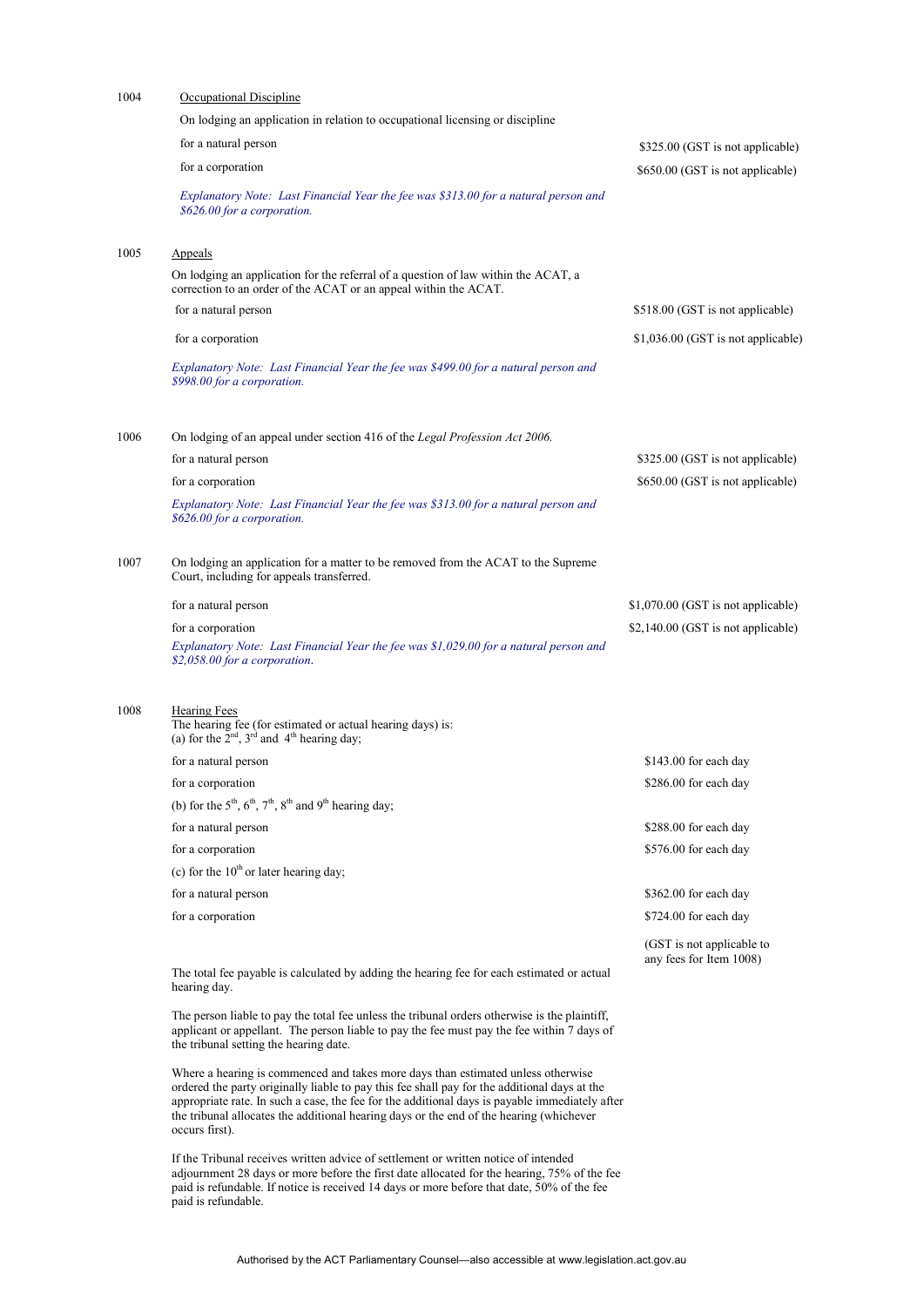1004 Occupational Discipline

On lodging an application in relation to occupational licensing or discipline

| | |
|---|---|
| for a natural person | \$325.00 (GST is not applicable) |
| for a corporation | \$650.00 (GST is not applicable) |

*Explanatory Note: Last Financial Year the fee was \$313.00 for a natural person and \$626.00 for a corporation.*

1005 Appeals

On lodging an application for the referral of a question of law within the ACAT, a correction to an order of the ACAT or an appeal within the ACAT.

| | |
|---|---|
| for a natural person | \$518.00 (GST is not applicable) |
| for a corporation | \$1,036.00 (GST is not applicable) |

*Explanatory Note: Last Financial Year the fee was \$499.00 for a natural person and \$998.00 for a corporation.*

1006 On lodging of an appeal under section 416 of the *Legal Profession Act 2006*.

| | |
|---|---|
| for a natural person | \$325.00 (GST is not applicable) |
| for a corporation | \$650.00 (GST is not applicable) |

*Explanatory Note: Last Financial Year the fee was \$313.00 for a natural person and \$626.00 for a corporation.*

1007 On lodging an application for a matter to be removed from the ACAT to the Supreme Court, including for appeals transferred.

| | |
|---|---|
| for a natural person | \$1,070.00 (GST is not applicable) |
| for a corporation | \$2,140.00 (GST is not applicable) |

*Explanatory Note: Last Financial Year the fee was \$1,029.00 for a natural person and \$2,058.00 for a corporation.*

1008 Hearing Fees

The hearing fee (for estimated or actual hearing days) is:

(a) for the 2nd, 3rd and 4th hearing day;

| | |
|---|---|
| for a natural person | \$143.00 for each day |
| for a corporation | \$286.00 for each day |

(b) for the 5th, 6th, 7th, 8th and 9th hearing day;

| | |
|---|---|
| for a natural person | \$288.00 for each day |
| for a corporation | \$576.00 for each day |

(c) for the 10th or later hearing day;

| | |
|---|---|
| for a natural person | \$362.00 for each day |
| for a corporation | \$724.00 for each day |

(GST is not applicable to any fees for Item 1008)

The total fee payable is calculated by adding the hearing fee for each estimated or actual hearing day.

The person liable to pay the total fee unless the tribunal orders otherwise is the plaintiff, applicant or appellant. The person liable to pay the fee must pay the fee within 7 days of the tribunal setting the hearing date.

Where a hearing is commenced and takes more days than estimated unless otherwise ordered the party originally liable to pay this fee shall pay for the additional days at the appropriate rate. In such a case, the fee for the additional days is payable immediately after the tribunal allocates the additional hearing days or the end of the hearing (whichever occurs first).

If the Tribunal receives written advice of settlement or written notice of intended adjournment 28 days or more before the first date allocated for the hearing, 75% of the fee paid is refundable. If notice is received 14 days or more before that date, 50% of the fee paid is refundable.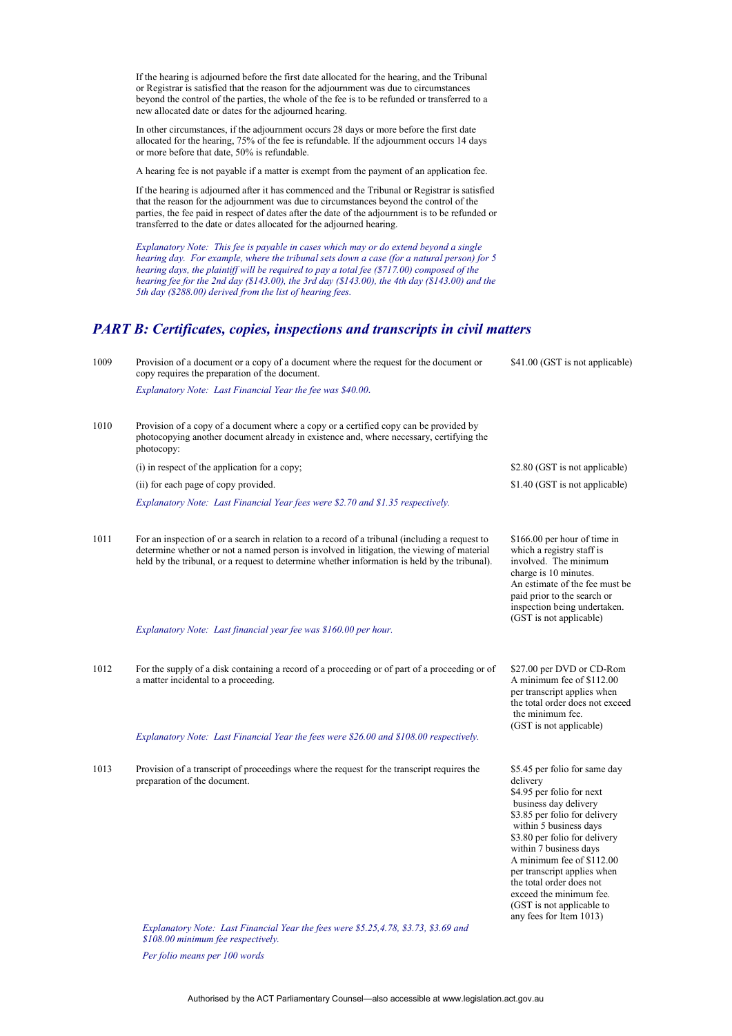If the hearing is adjourned before the first date allocated for the hearing, and the Tribunal or Registrar is satisfied that the reason for the adjournment was due to circumstances beyond the control of the parties, the whole of the fee is to be refunded or transferred to a new allocated date or dates for the adjourned hearing.

In other circumstances, if the adjournment occurs 28 days or more before the first date allocated for the hearing, 75% of the fee is refundable. If the adjournment occurs 14 days or more before that date, 50% is refundable.

A hearing fee is not payable if a matter is exempt from the payment of an application fee.

If the hearing is adjourned after it has commenced and the Tribunal or Registrar is satisfied that the reason for the adjournment was due to circumstances beyond the control of the parties, the fee paid in respect of dates after the date of the adjournment is to be refunded or transferred to the date or dates allocated for the adjourned hearing.

*Explanatory Note: This fee is payable in cases which may or do extend beyond a single hearing day. For example, where the tribunal sets down a case (for a natural person) for 5 hearing days, the plaintiff will be required to pay a total fee ($717.00) composed of the hearing fee for the 2nd day ($143.00), the 3rd day ($143.00), the 4th day ($143.00) and the 5th day ($288.00) derived from the list of hearing fees.*

## *PART B: Certificates, copies, inspections and transcripts in civil matters*

| Item | Description | Fee |
|---|---|---|
| 1009 | Provision of a document or a copy of a document where the request for the document or copy requires the preparation of the document.<br>*Explanatory Note: Last Financial Year the fee was $40.00.* | $41.00 (GST is not applicable) |
| 1010 | Provision of a copy of a document where a copy or a certified copy can be provided by photocopying another document already in existence and, where necessary, certifying the photocopy: | |
| | (i) in respect of the application for a copy; | $2.80 (GST is not applicable) |
| | (ii) for each page of copy provided.<br>*Explanatory Note: Last Financial Year fees were $2.70 and $1.35 respectively.* | $1.40 (GST is not applicable) |
| 1011 | For an inspection of or a search in relation to a record of a tribunal (including a request to determine whether or not a named person is involved in litigation, the viewing of material held by the tribunal, or a request to determine whether information is held by the tribunal).<br>*Explanatory Note: Last financial year fee was $160.00 per hour.* | $166.00 per hour of time in which a registry staff is involved. The minimum charge is 10 minutes. An estimate of the fee must be paid prior to the search or inspection being undertaken. (GST is not applicable) |
| 1012 | For the supply of a disk containing a record of a proceeding or of part of a proceeding or of a matter incidental to a proceeding.<br>*Explanatory Note: Last Financial Year the fees were $26.00 and $108.00 respectively.* | $27.00 per DVD or CD-Rom<br>A minimum fee of $112.00 per transcript applies when the total order does not exceed the minimum fee.<br>(GST is not applicable) |
| 1013 | Provision of a transcript of proceedings where the request for the transcript requires the preparation of the document.<br>*Explanatory Note: Last Financial Year the fees were $5.25,4.78, $3.73, $3.69 and $108.00 minimum fee respectively.*<br>*Per folio means per 100 words* | $5.45 per folio for same day delivery<br>$4.95 per folio for next business day delivery<br>$3.85 per folio for delivery within 5 business days<br>$3.80 per folio for delivery within 7 business days<br>A minimum fee of $112.00 per transcript applies when the total order does not exceed the minimum fee.<br>(GST is not applicable to any fees for Item 1013) |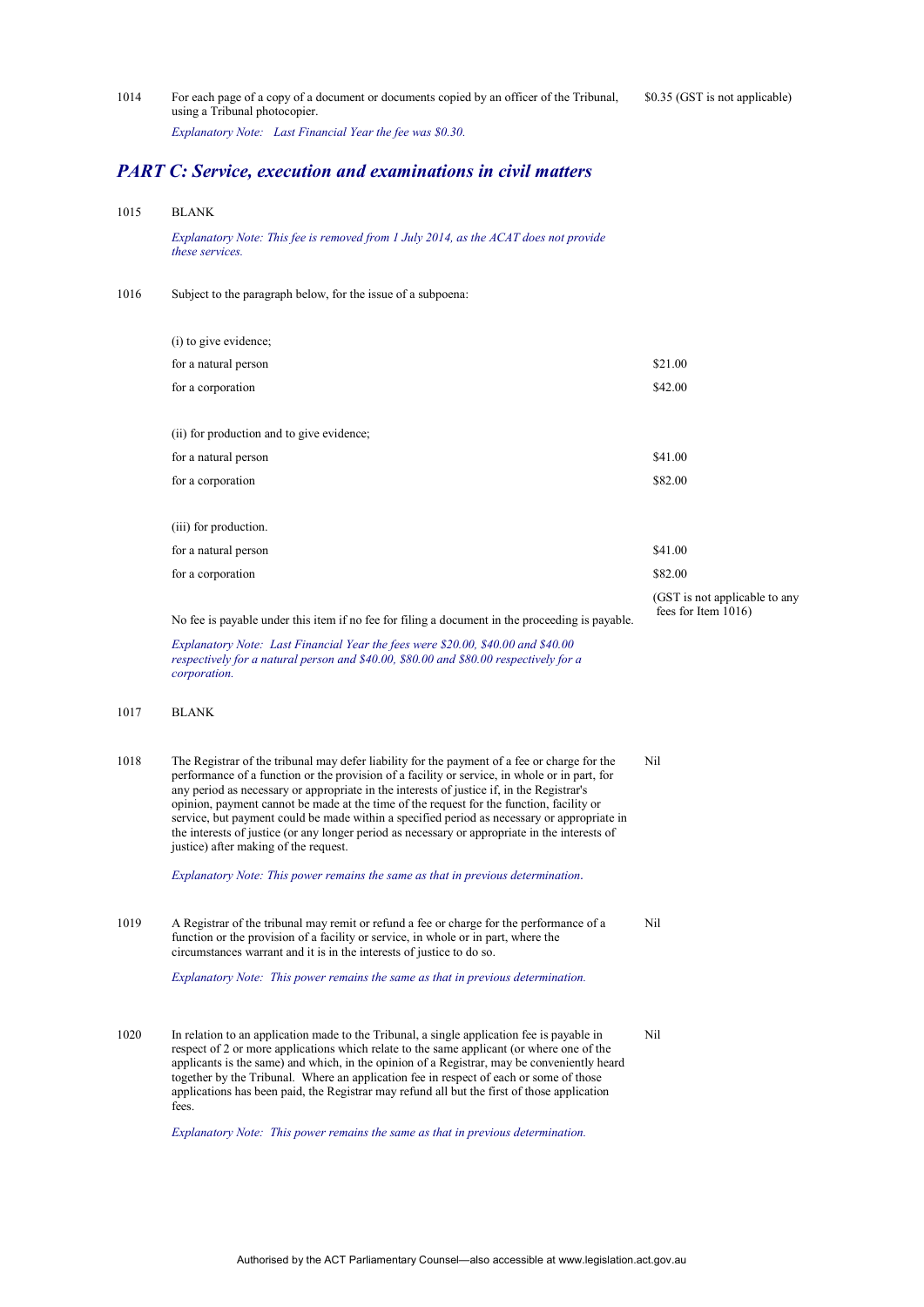| | | |
|---|---|---|
| 1014 | For each page of a copy of a document or documents copied by an officer of the Tribunal, using a Tribunal photocopier.<br>*Explanatory Note: Last Financial Year the fee was $0.30.* | $0.35 (GST is not applicable) |

## *PART C: Service, execution and examinations in civil matters*

| | | |
|---|---|---|
| 1015 | BLANK<br>*Explanatory Note: This fee is removed from 1 July 2014, as the ACAT does not provide these services.* | |
| 1016 | Subject to the paragraph below, for the issue of a subpoena: | |
| | (i) to give evidence; | |
| | for a natural person | $21.00 |
| | for a corporation | $42.00 |
| | (ii) for production and to give evidence; | |
| | for a natural person | $41.00 |
| | for a corporation | $82.00 |
| | (iii) for production. | |
| | for a natural person | $41.00 |
| | for a corporation | $82.00 |
| | No fee is payable under this item if no fee for filing a document in the proceeding is payable.<br>*Explanatory Note: Last Financial Year the fees were $20.00, $40.00 and $40.00 respectively for a natural person and $40.00, $80.00 and $80.00 respectively for a corporation.* | (GST is not applicable to any fees for Item 1016) |
| 1017 | BLANK | |
| 1018 | The Registrar of the tribunal may defer liability for the payment of a fee or charge for the performance of a function or the provision of a facility or service, in whole or in part, for any period as necessary or appropriate in the interests of justice if, in the Registrar's opinion, payment cannot be made at the time of the request for the function, facility or service, but payment could be made within a specified period as necessary or appropriate in the interests of justice (or any longer period as necessary or appropriate in the interests of justice) after making of the request.<br>*Explanatory Note: This power remains the same as that in previous determination.* | Nil |
| 1019 | A Registrar of the tribunal may remit or refund a fee or charge for the performance of a function or the provision of a facility or service, in whole or in part, where the circumstances warrant and it is in the interests of justice to do so.<br>*Explanatory Note: This power remains the same as that in previous determination.* | Nil |
| 1020 | In relation to an application made to the Tribunal, a single application fee is payable in respect of 2 or more applications which relate to the same applicant (or where one of the applicants is the same) and which, in the opinion of a Registrar, may be conveniently heard together by the Tribunal. Where an application fee in respect of each or some of those applications has been paid, the Registrar may refund all but the first of those application fees.<br>*Explanatory Note: This power remains the same as that in previous determination.* | Nil |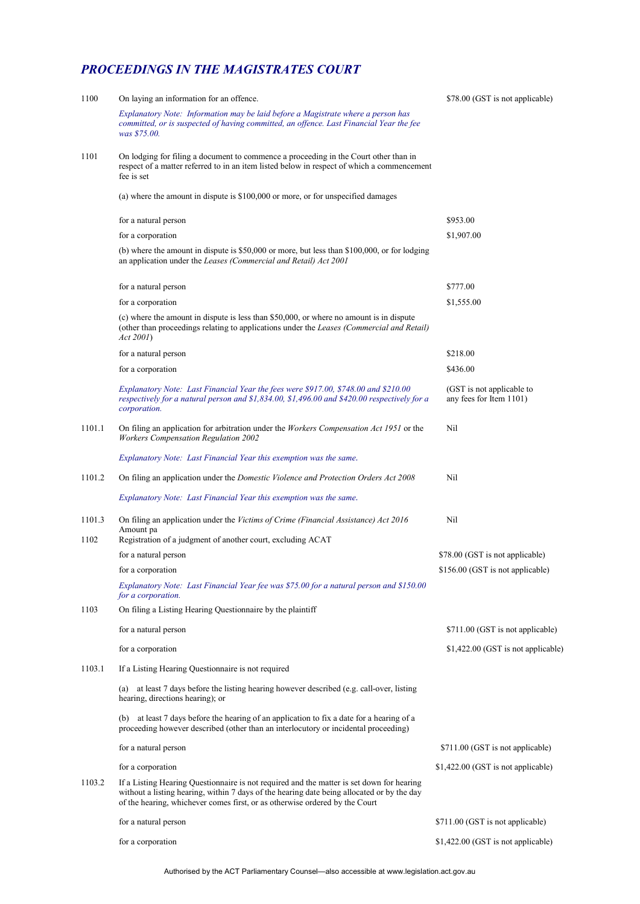## *PROCEEDINGS IN THE MAGISTRATES COURT*

| | | |
|---|---|---|
| 1100 | On laying an information for an offence. | $78.00 (GST is not applicable) |
| | *Explanatory Note: Information may be laid before a Magistrate where a person has committed, or is suspected of having committed, an offence. Last Financial Year the fee was $75.00.* | |
| 1101 | On lodging for filing a document to commence a proceeding in the Court other than in respect of a matter referred to in an item listed below in respect of which a commencement fee is set | |
| | (a) where the amount in dispute is $100,000 or more, or for unspecified damages | |
| | for a natural person | $953.00 |
| | for a corporation | $1,907.00 |
| | (b) where the amount in dispute is $50,000 or more, but less than $100,000, or for lodging an application under the *Leases (Commercial and Retail) Act 2001* | |
| | for a natural person | $777.00 |
| | for a corporation | $1,555.00 |
| | (c) where the amount in dispute is less than $50,000, or where no amount is in dispute (other than proceedings relating to applications under the *Leases (Commercial and Retail) Act 2001*) | |
| | for a natural person | $218.00 |
| | for a corporation | $436.00 |
| | *Explanatory Note: Last Financial Year the fees were $917.00, $748.00 and $210.00 respectively for a natural person and $1,834.00, $1,496.00 and $420.00 respectively for a corporation.* | (GST is not applicable to any fees for Item 1101) |
| 1101.1 | On filing an application for arbitration under the *Workers Compensation Act 1951* or the *Workers Compensation Regulation 2002* | Nil |
| | *Explanatory Note: Last Financial Year this exemption was the same.* | |
| 1101.2 | On filing an application under the *Domestic Violence and Protection Orders Act 2008* | Nil |
| | *Explanatory Note: Last Financial Year this exemption was the same.* | |
| 1101.3 | On filing an application under the *Victims of Crime (Financial Assistance) Act 2016* Amount pa | Nil |
| 1102 | Registration of a judgment of another court, excluding ACAT | |
| | for a natural person | $78.00 (GST is not applicable) |
| | for a corporation | $156.00 (GST is not applicable) |
| | *Explanatory Note: Last Financial Year fee was $75.00 for a natural person and $150.00 for a corporation.* | |
| 1103 | On filing a Listing Hearing Questionnaire by the plaintiff | |
| | for a natural person | $711.00 (GST is not applicable) |
| | for a corporation | $1,422.00 (GST is not applicable) |
| 1103.1 | If a Listing Hearing Questionnaire is not required | |
| | (a) at least 7 days before the listing hearing however described (e.g. call-over, listing hearing, directions hearing); or | |
| | (b) at least 7 days before the hearing of an application to fix a date for a hearing of a proceeding however described (other than an interlocutory or incidental proceeding) | |
| | for a natural person | $711.00 (GST is not applicable) |
| | for a corporation | $1,422.00 (GST is not applicable) |
| 1103.2 | If a Listing Hearing Questionnaire is not required and the matter is set down for hearing without a listing hearing, within 7 days of the hearing date being allocated or by the day of the hearing, whichever comes first, or as otherwise ordered by the Court | |
| | for a natural person | $711.00 (GST is not applicable) |
| | for a corporation | $1,422.00 (GST is not applicable) |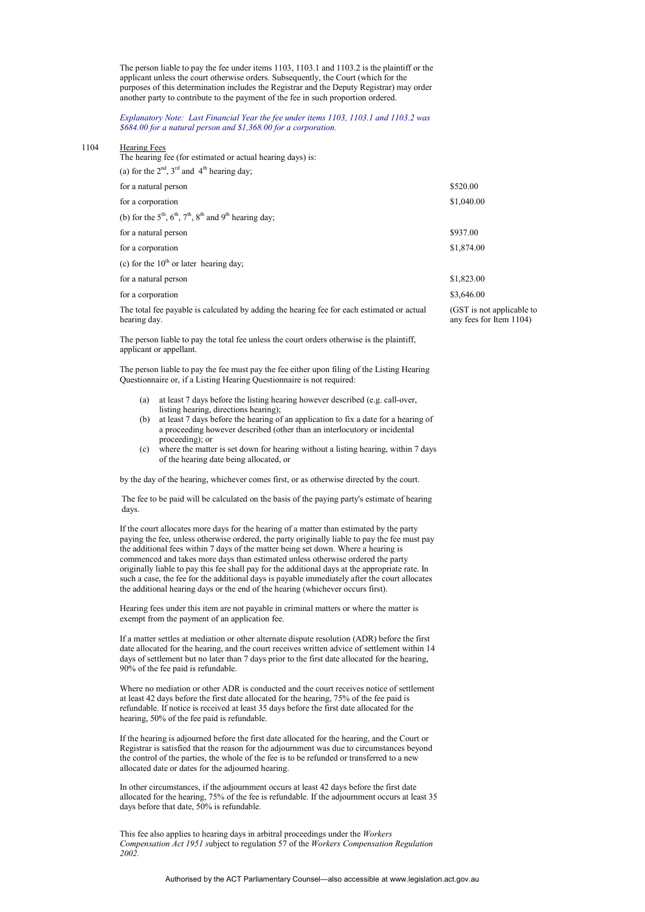The person liable to pay the fee under items 1103, 1103.1 and 1103.2 is the plaintiff or the applicant unless the court otherwise orders. Subsequently, the Court (which for the purposes of this determination includes the Registrar and the Deputy Registrar) may order another party to contribute to the payment of the fee in such proportion ordered.

*Explanatory Note: Last Financial Year the fee under items 1103, 1103.1 and 1103.2 was $684.00 for a natural person and $1,368.00 for a corporation.*

1104 Hearing Fees

The hearing fee (for estimated or actual hearing days) is:

| | |
|---|---|
| (a) for the 2nd, 3rd and 4th hearing day; | |
| for a natural person | $520.00 |
| for a corporation | $1,040.00 |
| (b) for the 5th, 6th, 7th, 8th and 9th hearing day; | |
| for a natural person | $937.00 |
| for a corporation | $1,874.00 |
| (c) for the 10th or later hearing day; | |
| for a natural person | $1,823.00 |
| for a corporation | $3,646.00 |
| The total fee payable is calculated by adding the hearing fee for each estimated or actual hearing day. | (GST is not applicable to any fees for Item 1104) |

The person liable to pay the total fee unless the court orders otherwise is the plaintiff, applicant or appellant.

The person liable to pay the fee must pay the fee either upon filing of the Listing Hearing Questionnaire or, if a Listing Hearing Questionnaire is not required:

(a) at least 7 days before the listing hearing however described (e.g. call-over, listing hearing, directions hearing);
(b) at least 7 days before the hearing of an application to fix a date for a hearing of a proceeding however described (other than an interlocutory or incidental proceeding); or
(c) where the matter is set down for hearing without a listing hearing, within 7 days of the hearing date being allocated, or

by the day of the hearing, whichever comes first, or as otherwise directed by the court.

The fee to be paid will be calculated on the basis of the paying party's estimate of hearing days.

If the court allocates more days for the hearing of a matter than estimated by the party paying the fee, unless otherwise ordered, the party originally liable to pay the fee must pay the additional fees within 7 days of the matter being set down. Where a hearing is commenced and takes more days than estimated unless otherwise ordered the party originally liable to pay this fee shall pay for the additional days at the appropriate rate. In such a case, the fee for the additional days is payable immediately after the court allocates the additional hearing days or the end of the hearing (whichever occurs first).

Hearing fees under this item are not payable in criminal matters or where the matter is exempt from the payment of an application fee.

If a matter settles at mediation or other alternate dispute resolution (ADR) before the first date allocated for the hearing, and the court receives written advice of settlement within 14 days of settlement but no later than 7 days prior to the first date allocated for the hearing, 90% of the fee paid is refundable.

Where no mediation or other ADR is conducted and the court receives notice of settlement at least 42 days before the first date allocated for the hearing, 75% of the fee paid is refundable. If notice is received at least 35 days before the first date allocated for the hearing, 50% of the fee paid is refundable.

If the hearing is adjourned before the first date allocated for the hearing, and the Court or Registrar is satisfied that the reason for the adjournment was due to circumstances beyond the control of the parties, the whole of the fee is to be refunded or transferred to a new allocated date or dates for the adjourned hearing.

In other circumstances, if the adjournment occurs at least 42 days before the first date allocated for the hearing, 75% of the fee is refundable. If the adjournment occurs at least 35 days before that date, 50% is refundable.

This fee also applies to hearing days in arbitral proceedings under the *Workers Compensation Act 1951* subject to regulation 57 of the *Workers Compensation Regulation 2002.*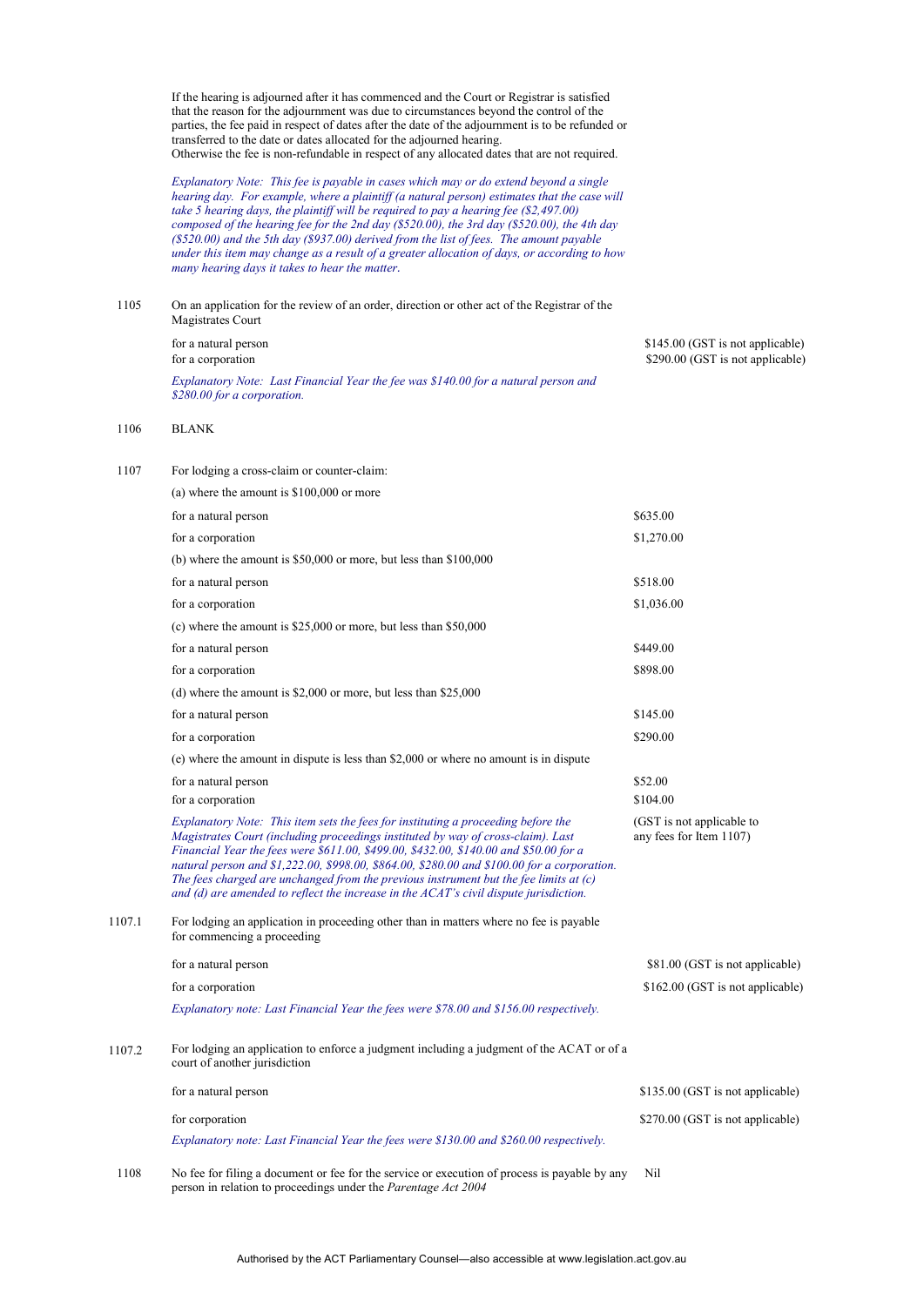If the hearing is adjourned after it has commenced and the Court or Registrar is satisfied that the reason for the adjournment was due to circumstances beyond the control of the parties, the fee paid in respect of dates after the date of the adjournment is to be refunded or transferred to the date or dates allocated for the adjourned hearing.
Otherwise the fee is non-refundable in respect of any allocated dates that are not required.

*Explanatory Note: This fee is payable in cases which may or do extend beyond a single hearing day. For example, where a plaintiff (a natural person) estimates that the case will take 5 hearing days, the plaintiff will be required to pay a hearing fee ($2,497.00) composed of the hearing fee for the 2nd day ($520.00), the 3rd day ($520.00), the 4th day ($520.00) and the 5th day ($937.00) derived from the list of fees. The amount payable under this item may change as a result of a greater allocation of days, or according to how many hearing days it takes to hear the matter.*

| | | |
|---|---|---|
| 1105 | On an application for the review of an order, direction or other act of the Registrar of the Magistrates Court | |
| | for a natural person | $145.00 (GST is not applicable) |
| | for a corporation | $290.00 (GST is not applicable) |
| | *Explanatory Note: Last Financial Year the fee was $140.00 for a natural person and $280.00 for a corporation.* | |
| 1106 | BLANK | |
| 1107 | For lodging a cross-claim or counter-claim: | |
| | (a) where the amount is $100,000 or more | |
| | for a natural person | $635.00 |
| | for a corporation | $1,270.00 |
| | (b) where the amount is $50,000 or more, but less than $100,000 | |
| | for a natural person | $518.00 |
| | for a corporation | $1,036.00 |
| | (c) where the amount is $25,000 or more, but less than $50,000 | |
| | for a natural person | $449.00 |
| | for a corporation | $898.00 |
| | (d) where the amount is $2,000 or more, but less than $25,000 | |
| | for a natural person | $145.00 |
| | for a corporation | $290.00 |
| | (e) where the amount in dispute is less than $2,000 or where no amount is in dispute | |
| | for a natural person | $52.00 |
| | for a corporation | $104.00 |
| | *Explanatory Note: This item sets the fees for instituting a proceeding before the Magistrates Court (including proceedings instituted by way of cross-claim). Last Financial Year the fees were $611.00, $499.00, $432.00, $140.00 and $50.00 for a natural person and $1,222.00, $998.00, $864.00, $280.00 and $100.00 for a corporation. The fees charged are unchanged from the previous instrument but the fee limits at (c) and (d) are amended to reflect the increase in the ACAT's civil dispute jurisdiction.* | (GST is not applicable to any fees for Item 1107) |
| 1107.1 | For lodging an application in proceeding other than in matters where no fee is payable for commencing a proceeding | |
| | for a natural person | $81.00 (GST is not applicable) |
| | for a corporation | $162.00 (GST is not applicable) |
| | *Explanatory note: Last Financial Year the fees were $78.00 and $156.00 respectively.* | |
| 1107.2 | For lodging an application to enforce a judgment including a judgment of the ACAT or of a court of another jurisdiction | |
| | for a natural person | $135.00 (GST is not applicable) |
| | for corporation | $270.00 (GST is not applicable) |
| | *Explanatory note: Last Financial Year the fees were $130.00 and $260.00 respectively.* | |
| 1108 | No fee for filing a document or fee for the service or execution of process is payable by any person in relation to proceedings under the *Parentage Act 2004* | Nil |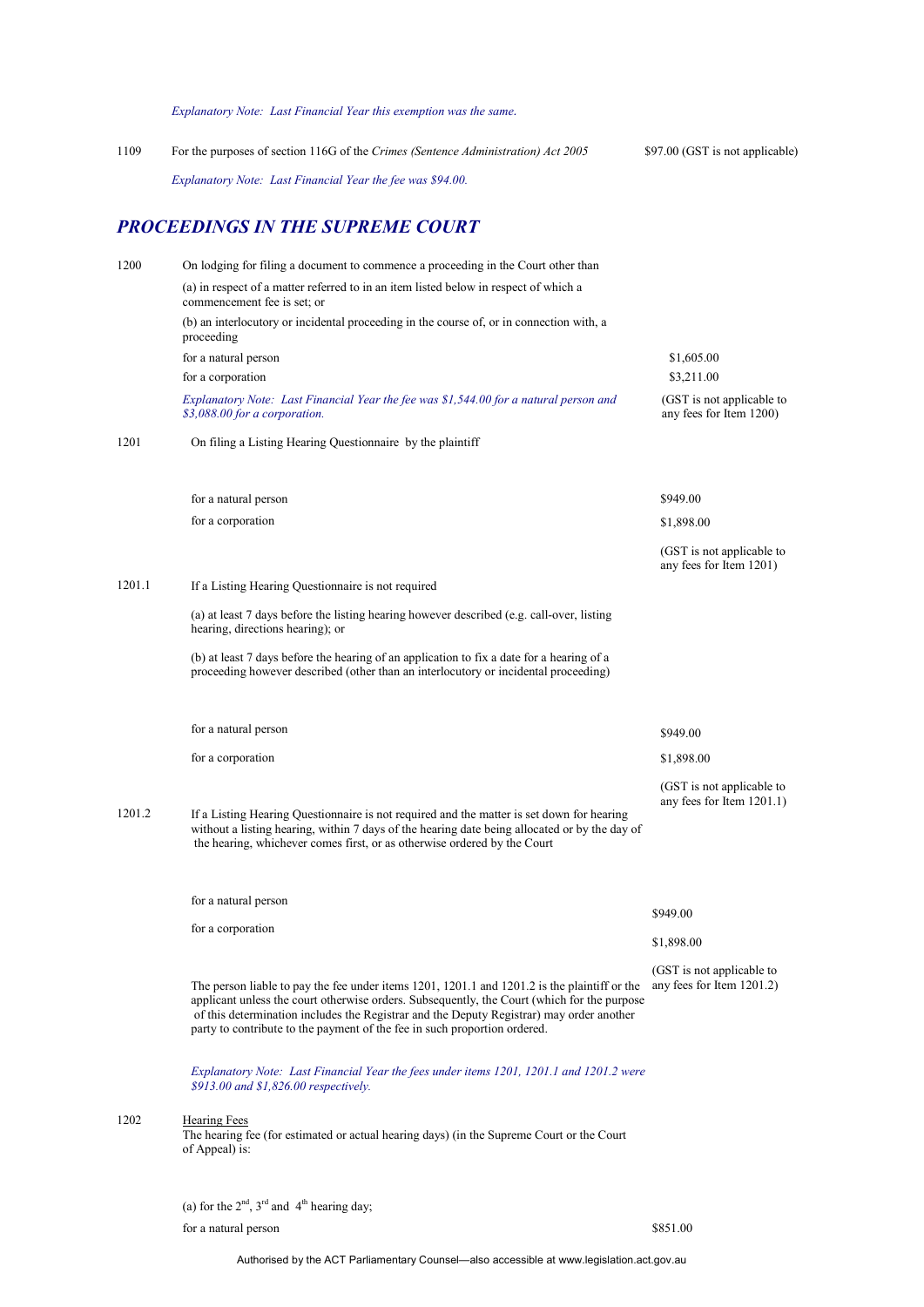*Explanatory Note: Last Financial Year this exemption was the same.*

| | | |
|---|---|---|
| 1109 | For the purposes of section 116G of the *Crimes (Sentence Administration) Act 2005* | $97.00 (GST is not applicable) |
| | *Explanatory Note: Last Financial Year the fee was $94.00.* | |

## *PROCEEDINGS IN THE SUPREME COURT*

| | | |
|---|---|---|
| 1200 | On lodging for filing a document to commence a proceeding in the Court other than | |
| | (a) in respect of a matter referred to in an item listed below in respect of which a commencement fee is set; or | |
| | (b) an interlocutory or incidental proceeding in the course of, or in connection with, a proceeding | |
| | for a natural person | $1,605.00 |
| | for a corporation | $3,211.00 |
| | *Explanatory Note: Last Financial Year the fee was $1,544.00 for a natural person and $3,088.00 for a corporation.* | (GST is not applicable to any fees for Item 1200) |
| 1201 | On filing a Listing Hearing Questionnaire by the plaintiff | |
| | for a natural person | $949.00 |
| | for a corporation | $1,898.00 |
| | | (GST is not applicable to any fees for Item 1201) |
| 1201.1 | If a Listing Hearing Questionnaire is not required | |
| | (a) at least 7 days before the listing hearing however described (e.g. call-over, listing hearing, directions hearing); or | |
| | (b) at least 7 days before the hearing of an application to fix a date for a hearing of a proceeding however described (other than an interlocutory or incidental proceeding) | |
| | for a natural person | $949.00 |
| | for a corporation | $1,898.00 |
| | | (GST is not applicable to any fees for Item 1201.1) |
| 1201.2 | If a Listing Hearing Questionnaire is not required and the matter is set down for hearing without a listing hearing, within 7 days of the hearing date being allocated or by the day of the hearing, whichever comes first, or as otherwise ordered by the Court | |
| | for a natural person | $949.00 |
| | for a corporation | $1,898.00 |
| | The person liable to pay the fee under items 1201, 1201.1 and 1201.2 is the plaintiff or the applicant unless the court otherwise orders. Subsequently, the Court (which for the purpose of this determination includes the Registrar and the Deputy Registrar) may order another party to contribute to the payment of the fee in such proportion ordered. | (GST is not applicable to any fees for Item 1201.2) |
| | *Explanatory Note: Last Financial Year the fees under items 1201, 1201.1 and 1201.2 were $913.00 and $1,826.00 respectively.* | |
| 1202 | Hearing Fees<br>The hearing fee (for estimated or actual hearing days) (in the Supreme Court or the Court of Appeal) is: | |
| | (a) for the 2nd, 3rd and 4th hearing day; | |
| | for a natural person | $851.00 |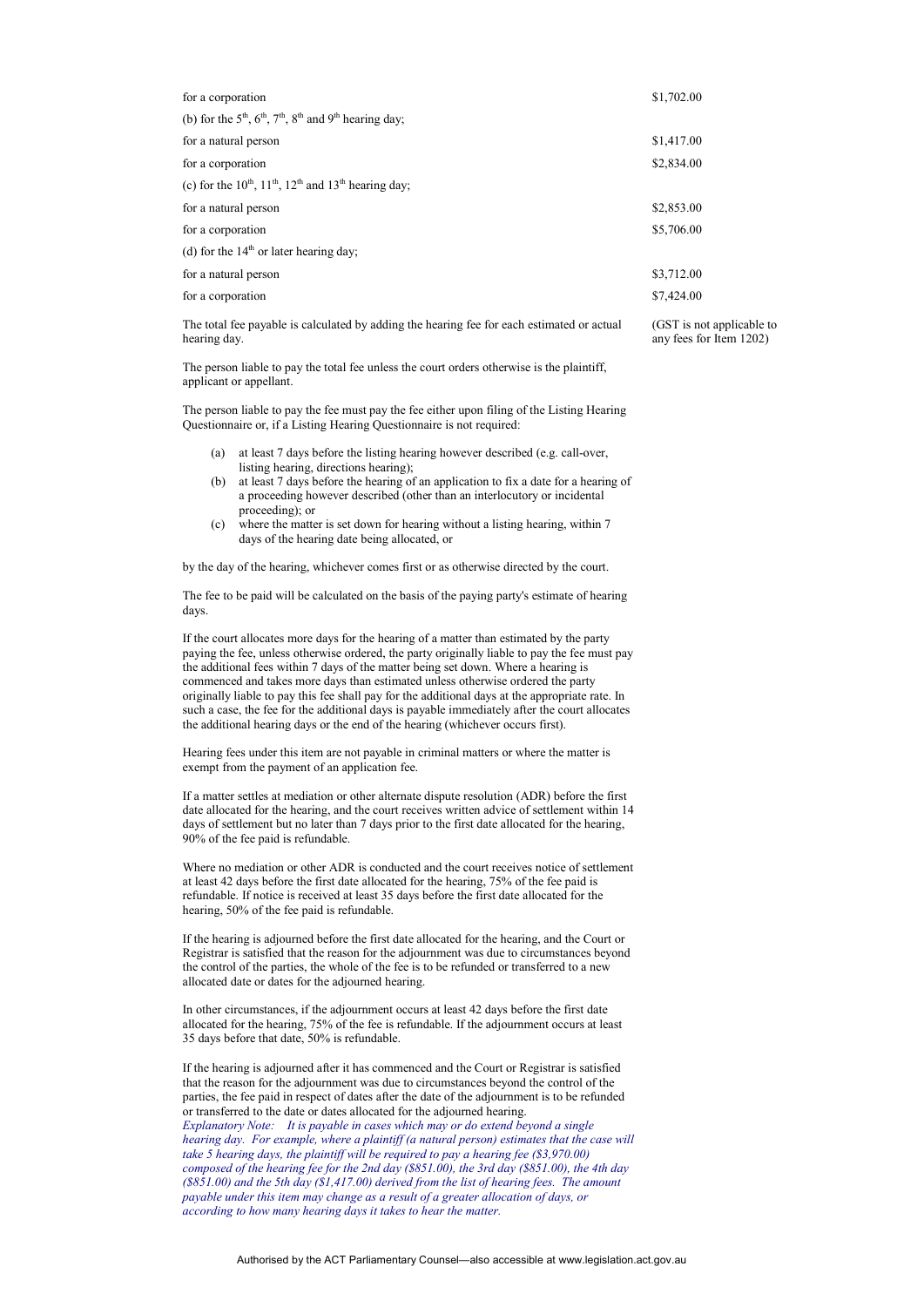| | |
|---|---|
| for a corporation | $1,702.00 |
| (b) for the 5th, 6th, 7th, 8th and 9th hearing day; | |
| for a natural person | $1,417.00 |
| for a corporation | $2,834.00 |
| (c) for the 10th, 11th, 12th and 13th hearing day; | |
| for a natural person | $2,853.00 |
| for a corporation | $5,706.00 |
| (d) for the 14th or later hearing day; | |
| for a natural person | $3,712.00 |
| for a corporation | $7,424.00 |
| The total fee payable is calculated by adding the hearing fee for each estimated or actual hearing day. | (GST is not applicable to any fees for Item 1202) |

The person liable to pay the total fee unless the court orders otherwise is the plaintiff, applicant or appellant.

The person liable to pay the fee must pay the fee either upon filing of the Listing Hearing Questionnaire or, if a Listing Hearing Questionnaire is not required:

(a) at least 7 days before the listing hearing however described (e.g. call-over, listing hearing, directions hearing);

(b) at least 7 days before the hearing of an application to fix a date for a hearing of a proceeding however described (other than an interlocutory or incidental proceeding); or

(c) where the matter is set down for hearing without a listing hearing, within 7 days of the hearing date being allocated, or

by the day of the hearing, whichever comes first or as otherwise directed by the court.

The fee to be paid will be calculated on the basis of the paying party's estimate of hearing days.

If the court allocates more days for the hearing of a matter than estimated by the party paying the fee, unless otherwise ordered, the party originally liable to pay the fee must pay the additional fees within 7 days of the matter being set down. Where a hearing is commenced and takes more days than estimated unless otherwise ordered the party originally liable to pay this fee shall pay for the additional days at the appropriate rate. In such a case, the fee for the additional days is payable immediately after the court allocates the additional hearing days or the end of the hearing (whichever occurs first).

Hearing fees under this item are not payable in criminal matters or where the matter is exempt from the payment of an application fee.

If a matter settles at mediation or other alternate dispute resolution (ADR) before the first date allocated for the hearing, and the court receives written advice of settlement within 14 days of settlement but no later than 7 days prior to the first date allocated for the hearing, 90% of the fee paid is refundable.

Where no mediation or other ADR is conducted and the court receives notice of settlement at least 42 days before the first date allocated for the hearing, 75% of the fee paid is refundable. If notice is received at least 35 days before the first date allocated for the hearing, 50% of the fee paid is refundable.

If the hearing is adjourned before the first date allocated for the hearing, and the Court or Registrar is satisfied that the reason for the adjournment was due to circumstances beyond the control of the parties, the whole of the fee is to be refunded or transferred to a new allocated date or dates for the adjourned hearing.

In other circumstances, if the adjournment occurs at least 42 days before the first date allocated for the hearing, 75% of the fee is refundable. If the adjournment occurs at least 35 days before that date, 50% is refundable.

If the hearing is adjourned after it has commenced and the Court or Registrar is satisfied that the reason for the adjournment was due to circumstances beyond the control of the parties, the fee paid in respect of dates after the date of the adjournment is to be refunded or transferred to the date or dates allocated for the adjourned hearing.

*Explanatory Note: It is payable in cases which may or do extend beyond a single hearing day. For example, where a plaintiff (a natural person) estimates that the case will take 5 hearing days, the plaintiff will be required to pay a hearing fee ($3,970.00) composed of the hearing fee for the 2nd day ($851.00), the 3rd day ($851.00), the 4th day ($851.00) and the 5th day ($1,417.00) derived from the list of hearing fees. The amount payable under this item may change as a result of a greater allocation of days, or according to how many hearing days it takes to hear the matter.*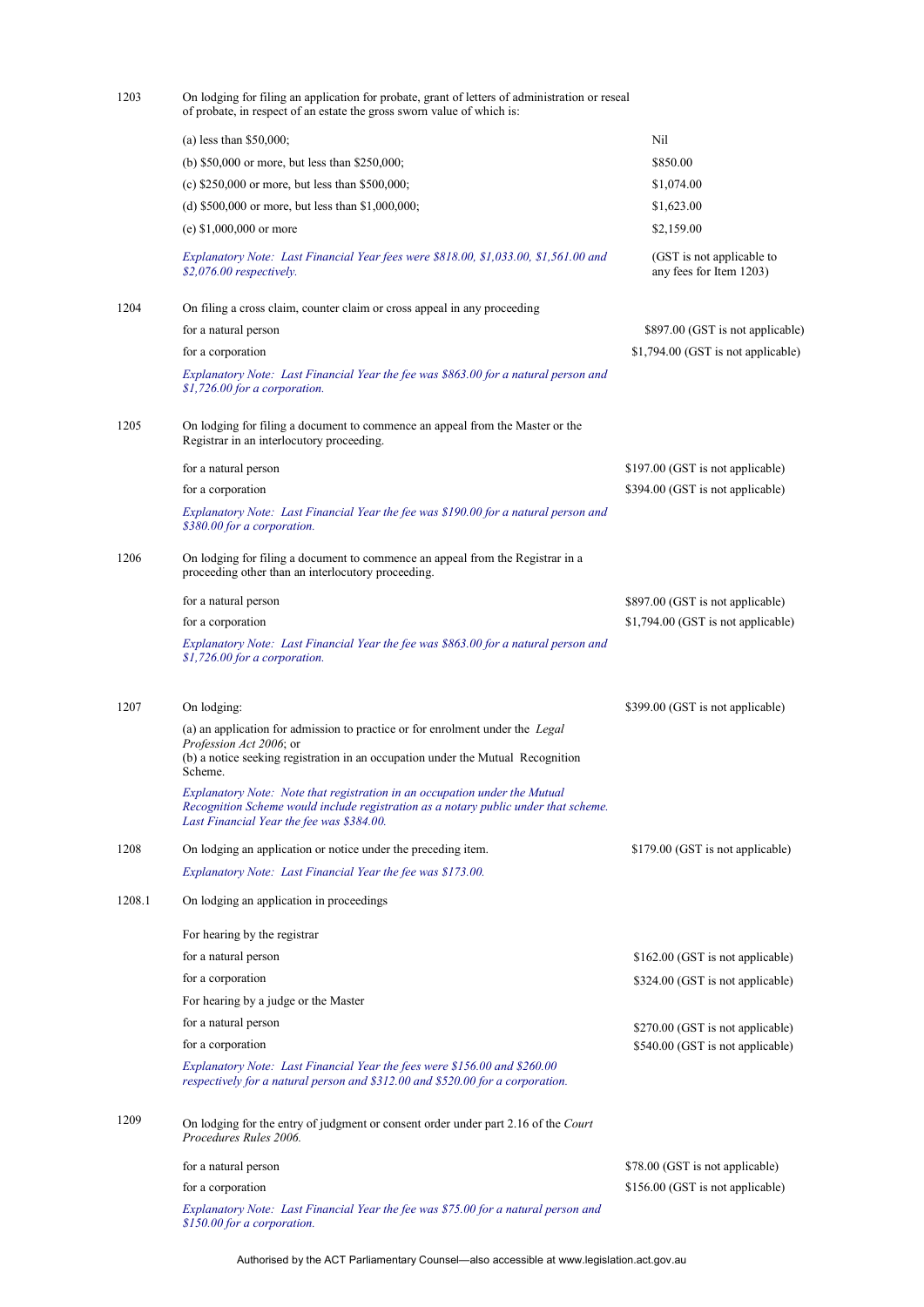| Item | Description | Fee |
|---|---|---|
| 1203 | On lodging for filing an application for probate, grant of letters of administration or reseal of probate, in respect of an estate the gross sworn value of which is: | |
| | (a) less than $50,000; | Nil |
| | (b) $50,000 or more, but less than $250,000; | $850.00 |
| | (c) $250,000 or more, but less than $500,000; | $1,074.00 |
| | (d) $500,000 or more, but less than $1,000,000; | $1,623.00 |
| | (e) $1,000,000 or more | $2,159.00 |
| | *Explanatory Note: Last Financial Year fees were $818.00, $1,033.00, $1,561.00 and $2,076.00 respectively.* | (GST is not applicable to any fees for Item 1203) |
| 1204 | On filing a cross claim, counter claim or cross appeal in any proceeding | |
| | for a natural person | $897.00 (GST is not applicable) |
| | for a corporation | $1,794.00 (GST is not applicable) |
| | *Explanatory Note: Last Financial Year the fee was $863.00 for a natural person and $1,726.00 for a corporation.* | |
| 1205 | On lodging for filing a document to commence an appeal from the Master or the Registrar in an interlocutory proceeding. | |
| | for a natural person | $197.00 (GST is not applicable) |
| | for a corporation | $394.00 (GST is not applicable) |
| | *Explanatory Note: Last Financial Year the fee was $190.00 for a natural person and $380.00 for a corporation.* | |
| 1206 | On lodging for filing a document to commence an appeal from the Registrar in a proceeding other than an interlocutory proceeding. | |
| | for a natural person | $897.00 (GST is not applicable) |
| | for a corporation | $1,794.00 (GST is not applicable) |
| | *Explanatory Note: Last Financial Year the fee was $863.00 for a natural person and $1,726.00 for a corporation.* | |
| 1207 | On lodging: | $399.00 (GST is not applicable) |
| | (a) an application for admission to practice or for enrolment under the *Legal Profession Act 2006*; or<br>(b) a notice seeking registration in an occupation under the Mutual Recognition Scheme. | |
| | *Explanatory Note: Note that registration in an occupation under the Mutual Recognition Scheme would include registration as a notary public under that scheme. Last Financial Year the fee was $384.00.* | |
| 1208 | On lodging an application or notice under the preceding item. | $179.00 (GST is not applicable) |
| | *Explanatory Note: Last Financial Year the fee was $173.00.* | |
| 1208.1 | On lodging an application in proceedings | |
| | For hearing by the registrar | |
| | for a natural person | $162.00 (GST is not applicable) |
| | for a corporation | $324.00 (GST is not applicable) |
| | For hearing by a judge or the Master | |
| | for a natural person | $270.00 (GST is not applicable) |
| | for a corporation | $540.00 (GST is not applicable) |
| | *Explanatory Note: Last Financial Year the fees were $156.00 and $260.00 respectively for a natural person and $312.00 and $520.00 for a corporation.* | |
| 1209 | On lodging for the entry of judgment or consent order under part 2.16 of the *Court Procedures Rules 2006.* | |
| | for a natural person | $78.00 (GST is not applicable) |
| | for a corporation | $156.00 (GST is not applicable) |
| | *Explanatory Note: Last Financial Year the fee was $75.00 for a natural person and $150.00 for a corporation.* | |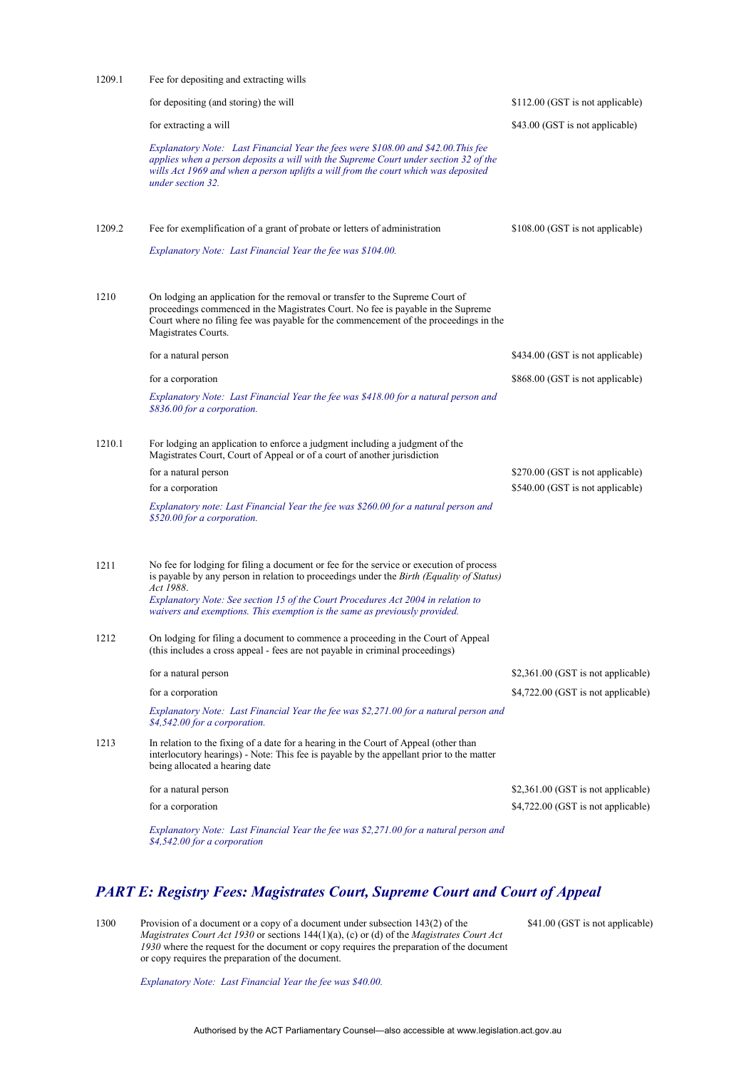| | | |
|---|---|---|
| 1209.1 | Fee for depositing and extracting wills | |
| | for depositing (and storing) the will | $112.00 (GST is not applicable) |
| | for extracting a will | $43.00 (GST is not applicable) |
| | *Explanatory Note: Last Financial Year the fees were $108.00 and $42.00.This fee applies when a person deposits a will with the Supreme Court under section 32 of the wills Act 1969 and when a person uplifts a will from the court which was deposited under section 32.* | |
| 1209.2 | Fee for exemplification of a grant of probate or letters of administration | $108.00 (GST is not applicable) |
| | *Explanatory Note: Last Financial Year the fee was $104.00.* | |
| 1210 | On lodging an application for the removal or transfer to the Supreme Court of proceedings commenced in the Magistrates Court. No fee is payable in the Supreme Court where no filing fee was payable for the commencement of the proceedings in the Magistrates Courts. | |
| | for a natural person | $434.00 (GST is not applicable) |
| | for a corporation | $868.00 (GST is not applicable) |
| | *Explanatory Note: Last Financial Year the fee was $418.00 for a natural person and $836.00 for a corporation.* | |
| 1210.1 | For lodging an application to enforce a judgment including a judgment of the Magistrates Court, Court of Appeal or of a court of another jurisdiction | |
| | for a natural person | $270.00 (GST is not applicable) |
| | for a corporation | $540.00 (GST is not applicable) |
| | *Explanatory note: Last Financial Year the fee was $260.00 for a natural person and $520.00 for a corporation.* | |
| 1211 | No fee for lodging for filing a document or fee for the service or execution of process is payable by any person in relation to proceedings under the *Birth (Equality of Status) Act 1988*.<br>*Explanatory Note: See section 15 of the Court Procedures Act 2004 in relation to waivers and exemptions. This exemption is the same as previously provided.* | |
| 1212 | On lodging for filing a document to commence a proceeding in the Court of Appeal (this includes a cross appeal - fees are not payable in criminal proceedings) | |
| | for a natural person | $2,361.00 (GST is not applicable) |
| | for a corporation | $4,722.00 (GST is not applicable) |
| | *Explanatory Note: Last Financial Year the fee was $2,271.00 for a natural person and $4,542.00 for a corporation.* | |
| 1213 | In relation to the fixing of a date for a hearing in the Court of Appeal (other than interlocutory hearings) - Note: This fee is payable by the appellant prior to the matter being allocated a hearing date | |
| | for a natural person | $2,361.00 (GST is not applicable) |
| | for a corporation | $4,722.00 (GST is not applicable) |
| | *Explanatory Note: Last Financial Year the fee was $2,271.00 for a natural person and $4,542.00 for a corporation* | |

## *PART E: Registry Fees: Magistrates Court, Supreme Court and Court of Appeal*

| | | |
|---|---|---|
| 1300 | Provision of a document or a copy of a document under subsection 143(2) of the *Magistrates Court Act 1930* or sections 144(1)(a), (c) or (d) of the *Magistrates Court Act 1930* where the request for the document or copy requires the preparation of the document or copy requires the preparation of the document. | $41.00 (GST is not applicable) |
| | *Explanatory Note: Last Financial Year the fee was $40.00.* | |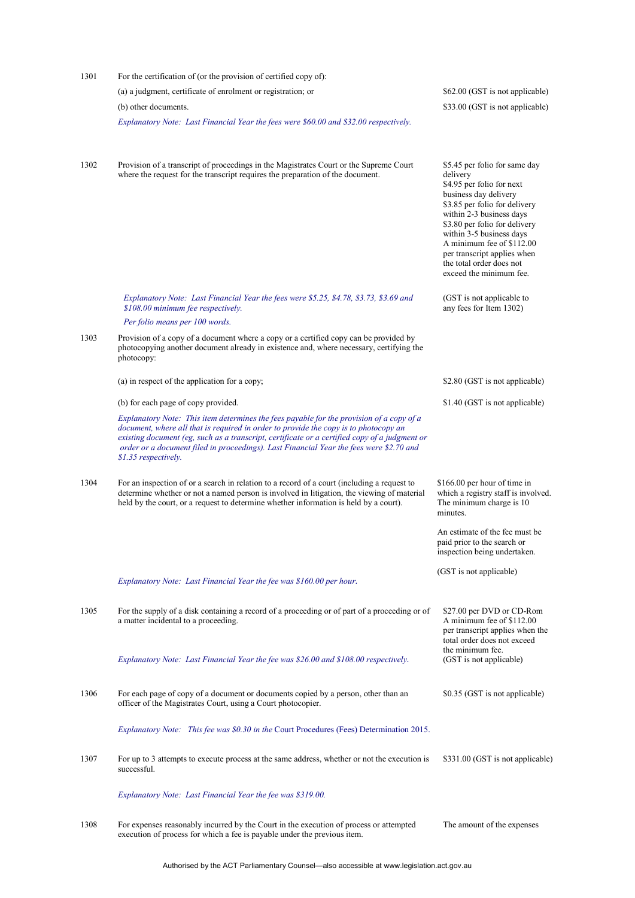| | | |
|---|---|---|
| 1301 | For the certification of (or the provision of certified copy of): | |
| | (a) a judgment, certificate of enrolment or registration; or | $62.00 (GST is not applicable) |
| | (b) other documents. | $33.00 (GST is not applicable) |
| | *Explanatory Note: Last Financial Year the fees were $60.00 and $32.00 respectively.* | |
| 1302 | Provision of a transcript of proceedings in the Magistrates Court or the Supreme Court where the request for the transcript requires the preparation of the document. | $5.45 per folio for same day delivery<br>$4.95 per folio for next business day delivery<br>$3.85 per folio for delivery within 2-3 business days<br>$3.80 per folio for delivery within 3-5 business days<br>A minimum fee of $112.00 per transcript applies when the total order does not exceed the minimum fee. |
| | *Explanatory Note: Last Financial Year the fees were $5.25, $4.78, $3.73, $3.69 and $108.00 minimum fee respectively.*<br>*Per folio means per 100 words.* | (GST is not applicable to any fees for Item 1302) |
| 1303 | Provision of a copy of a document where a copy or a certified copy can be provided by photocopying another document already in existence and, where necessary, certifying the photocopy: | |
| | (a) in respect of the application for a copy; | $2.80 (GST is not applicable) |
| | (b) for each page of copy provided. | $1.40 (GST is not applicable) |
| | *Explanatory Note: This item determines the fees payable for the provision of a copy of a document, where all that is required in order to provide the copy is to photocopy an existing document (eg, such as a transcript, certificate or a certified copy of a judgment or order or a document filed in proceedings). Last Financial Year the fees were $2.70 and $1.35 respectively.* | |
| 1304 | For an inspection of or a search in relation to a record of a court (including a request to determine whether or not a named person is involved in litigation, the viewing of material held by the court, or a request to determine whether information is held by a court). | $166.00 per hour of time in which a registry staff is involved. The minimum charge is 10 minutes.<br><br>An estimate of the fee must be paid prior to the search or inspection being undertaken.<br><br>(GST is not applicable) |
| | *Explanatory Note: Last Financial Year the fee was $160.00 per hour.* | |
| 1305 | For the supply of a disk containing a record of a proceeding or of part of a proceeding or of a matter incidental to a proceeding. | $27.00 per DVD or CD-Rom<br>A minimum fee of $112.00 per transcript applies when the total order does not exceed the minimum fee.<br>(GST is not applicable) |
| | *Explanatory Note: Last Financial Year the fee was $26.00 and $108.00 respectively.* | |
| 1306 | For each page of copy of a document or documents copied by a person, other than an officer of the Magistrates Court, using a Court photocopier. | $0.35 (GST is not applicable) |
| | *Explanatory Note: This fee was $0.30 in the* Court Procedures (Fees) Determination 2015. | |
| 1307 | For up to 3 attempts to execute process at the same address, whether or not the execution is successful. | $331.00 (GST is not applicable) |
| | *Explanatory Note: Last Financial Year the fee was $319.00.* | |
| 1308 | For expenses reasonably incurred by the Court in the execution of process or attempted execution of process for which a fee is payable under the previous item. | The amount of the expenses |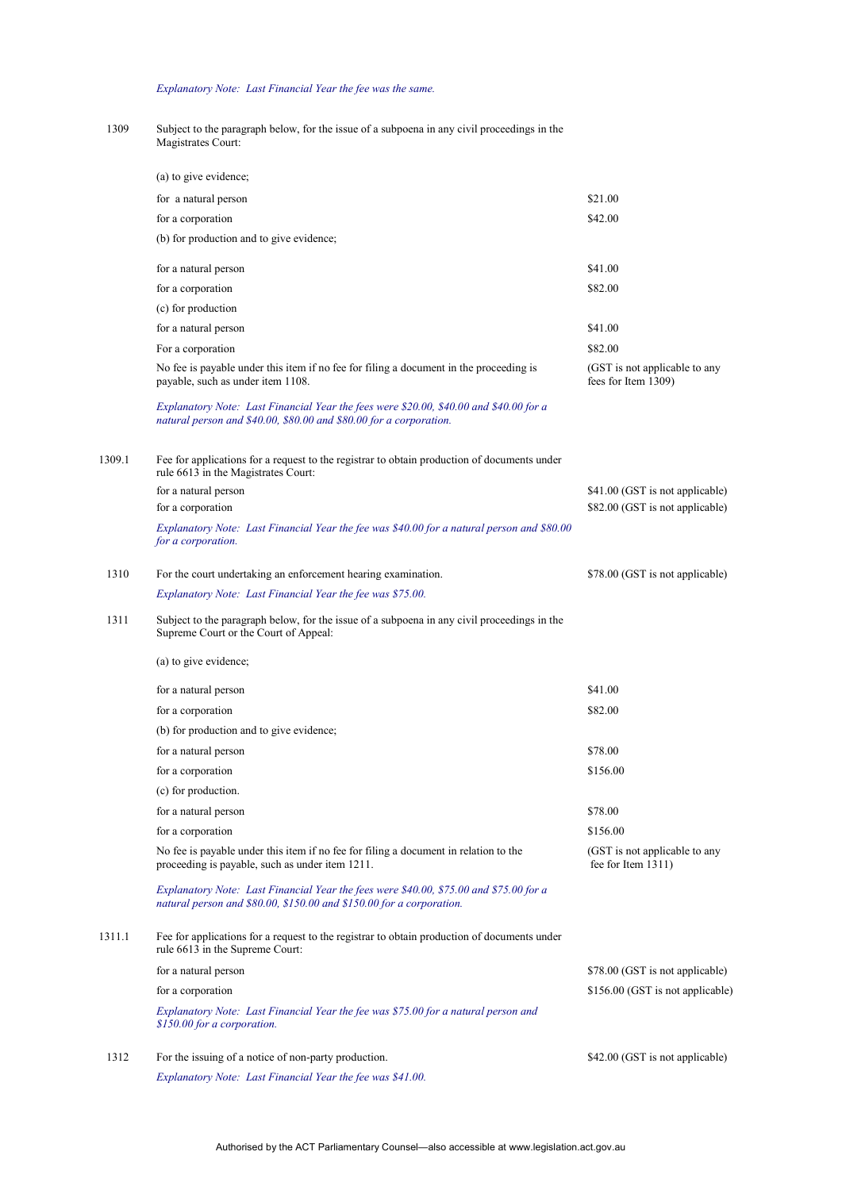*Explanatory Note: Last Financial Year the fee was the same.*

| | | |
|---|---|---|
| 1309 | Subject to the paragraph below, for the issue of a subpoena in any civil proceedings in the Magistrates Court: | |
| | (a) to give evidence; | |
| | for a natural person | $21.00 |
| | for a corporation | $42.00 |
| | (b) for production and to give evidence; | |
| | for a natural person | $41.00 |
| | for a corporation | $82.00 |
| | (c) for production | |
| | for a natural person | $41.00 |
| | For a corporation | $82.00 |
| | No fee is payable under this item if no fee for filing a document in the proceeding is payable, such as under item 1108. | (GST is not applicable to any fees for Item 1309) |
| | *Explanatory Note: Last Financial Year the fees were $20.00, $40.00 and $40.00 for a natural person and $40.00, $80.00 and $80.00 for a corporation.* | |
| 1309.1 | Fee for applications for a request to the registrar to obtain production of documents under rule 6613 in the Magistrates Court: | |
| | for a natural person | $41.00 (GST is not applicable) |
| | for a corporation | $82.00 (GST is not applicable) |
| | *Explanatory Note: Last Financial Year the fee was $40.00 for a natural person and $80.00 for a corporation.* | |
| 1310 | For the court undertaking an enforcement hearing examination. | $78.00 (GST is not applicable) |
| | *Explanatory Note: Last Financial Year the fee was $75.00.* | |
| 1311 | Subject to the paragraph below, for the issue of a subpoena in any civil proceedings in the Supreme Court or the Court of Appeal: | |
| | (a) to give evidence; | |
| | for a natural person | $41.00 |
| | for a corporation | $82.00 |
| | (b) for production and to give evidence; | |
| | for a natural person | $78.00 |
| | for a corporation | $156.00 |
| | (c) for production. | |
| | for a natural person | $78.00 |
| | for a corporation | $156.00 |
| | No fee is payable under this item if no fee for filing a document in relation to the proceeding is payable, such as under item 1211. | (GST is not applicable to any fee for Item 1311) |
| | *Explanatory Note: Last Financial Year the fees were $40.00, $75.00 and $75.00 for a natural person and $80.00, $150.00 and $150.00 for a corporation.* | |
| 1311.1 | Fee for applications for a request to the registrar to obtain production of documents under rule 6613 in the Supreme Court: | |
| | for a natural person | $78.00 (GST is not applicable) |
| | for a corporation | $156.00 (GST is not applicable) |
| | *Explanatory Note: Last Financial Year the fee was $75.00 for a natural person and $150.00 for a corporation.* | |
| 1312 | For the issuing of a notice of non-party production. | $42.00 (GST is not applicable) |
| | *Explanatory Note: Last Financial Year the fee was $41.00.* | |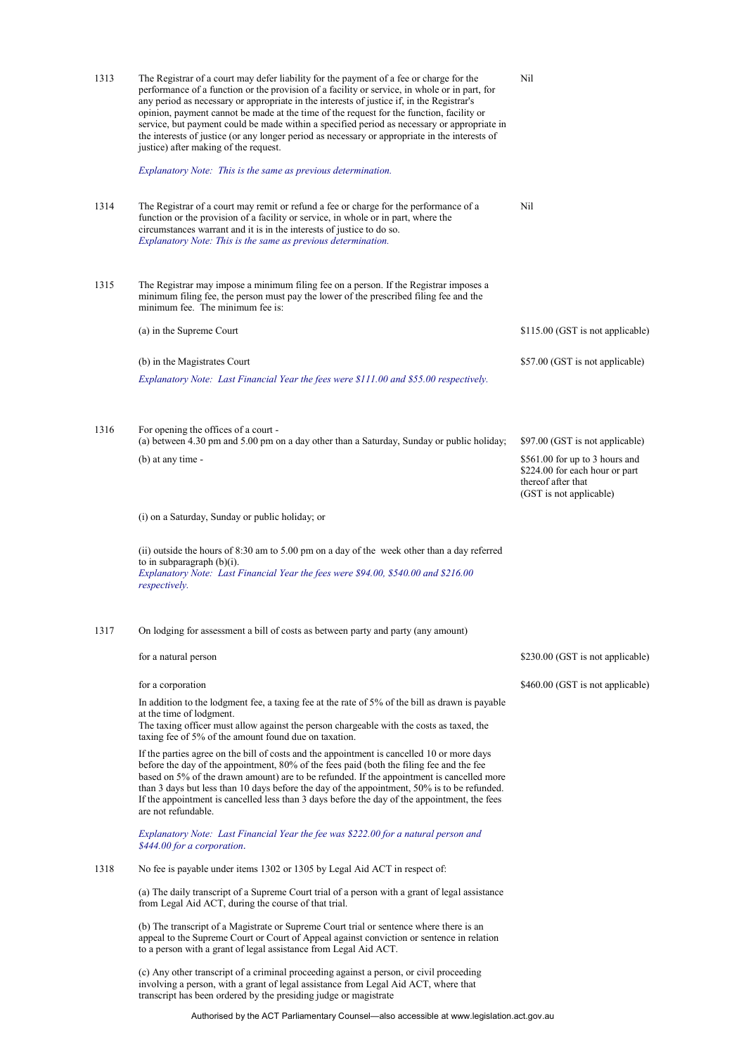| Item | Description | Fee |
|---|---|---|
| 1313 | The Registrar of a court may defer liability for the payment of a fee or charge for the performance of a function or the provision of a facility or service, in whole or in part, for any period as necessary or appropriate in the interests of justice if, in the Registrar's opinion, payment cannot be made at the time of the request for the function, facility or service, but payment could be made within a specified period as necessary or appropriate in the interests of justice (or any longer period as necessary or appropriate in the interests of justice) after making of the request.<br><br>*Explanatory Note: This is the same as previous determination.* | Nil |
| 1314 | The Registrar of a court may remit or refund a fee or charge for the performance of a function or the provision of a facility or service, in whole or in part, where the circumstances warrant and it is in the interests of justice to do so.<br>*Explanatory Note: This is the same as previous determination.* | Nil |
| 1315 | The Registrar may impose a minimum filing fee on a person. If the Registrar imposes a minimum filing fee, the person must pay the lower of the prescribed filing fee and the minimum fee. The minimum fee is: | |
| | (a) in the Supreme Court | $115.00 (GST is not applicable) |
| | (b) in the Magistrates Court<br><br>*Explanatory Note: Last Financial Year the fees were $111.00 and $55.00 respectively.* | $57.00 (GST is not applicable) |
| 1316 | For opening the offices of a court -<br>(a) between 4.30 pm and 5.00 pm on a day other than a Saturday, Sunday or public holiday; | $97.00 (GST is not applicable) |
| | (b) at any time -<br><br>(i) on a Saturday, Sunday or public holiday; or<br><br>(ii) outside the hours of 8:30 am to 5.00 pm on a day of the week other than a day referred to in subparagraph (b)(i).<br>*Explanatory Note: Last Financial Year the fees were $94.00, $540.00 and $216.00 respectively.* | $561.00 for up to 3 hours and $224.00 for each hour or part thereof after that (GST is not applicable) |
| 1317 | On lodging for assessment a bill of costs as between party and party (any amount) | |
| | for a natural person | $230.00 (GST is not applicable) |
| | for a corporation<br><br>In addition to the lodgment fee, a taxing fee at the rate of 5% of the bill as drawn is payable at the time of lodgment.<br>The taxing officer must allow against the person chargeable with the costs as taxed, the taxing fee of 5% of the amount found due on taxation.<br><br>If the parties agree on the bill of costs and the appointment is cancelled 10 or more days before the day of the appointment, 80% of the fees paid (both the filing fee and the fee based on 5% of the drawn amount) are to be refunded. If the appointment is cancelled more than 3 days but less than 10 days before the day of the appointment, 50% is to be refunded. If the appointment is cancelled less than 3 days before the day of the appointment, the fees are not refundable.<br><br>*Explanatory Note: Last Financial Year the fee was $222.00 for a natural person and $444.00 for a corporation.* | $460.00 (GST is not applicable) |
| 1318 | No fee is payable under items 1302 or 1305 by Legal Aid ACT in respect of:<br><br>(a) The daily transcript of a Supreme Court trial of a person with a grant of legal assistance from Legal Aid ACT, during the course of that trial.<br><br>(b) The transcript of a Magistrate or Supreme Court trial or sentence where there is an appeal to the Supreme Court or Court of Appeal against conviction or sentence in relation to a person with a grant of legal assistance from Legal Aid ACT.<br><br>(c) Any other transcript of a criminal proceeding against a person, or civil proceeding involving a person, with a grant of legal assistance from Legal Aid ACT, where that transcript has been ordered by the presiding judge or magistrate | |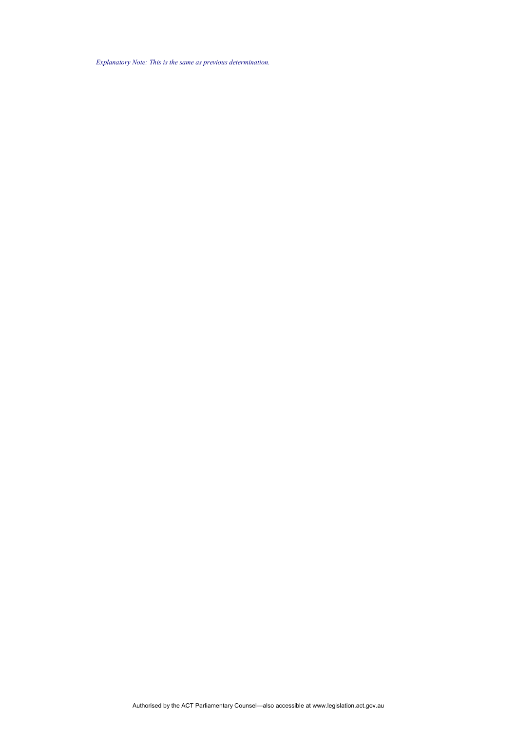*Explanatory Note: This is the same as previous determination.*